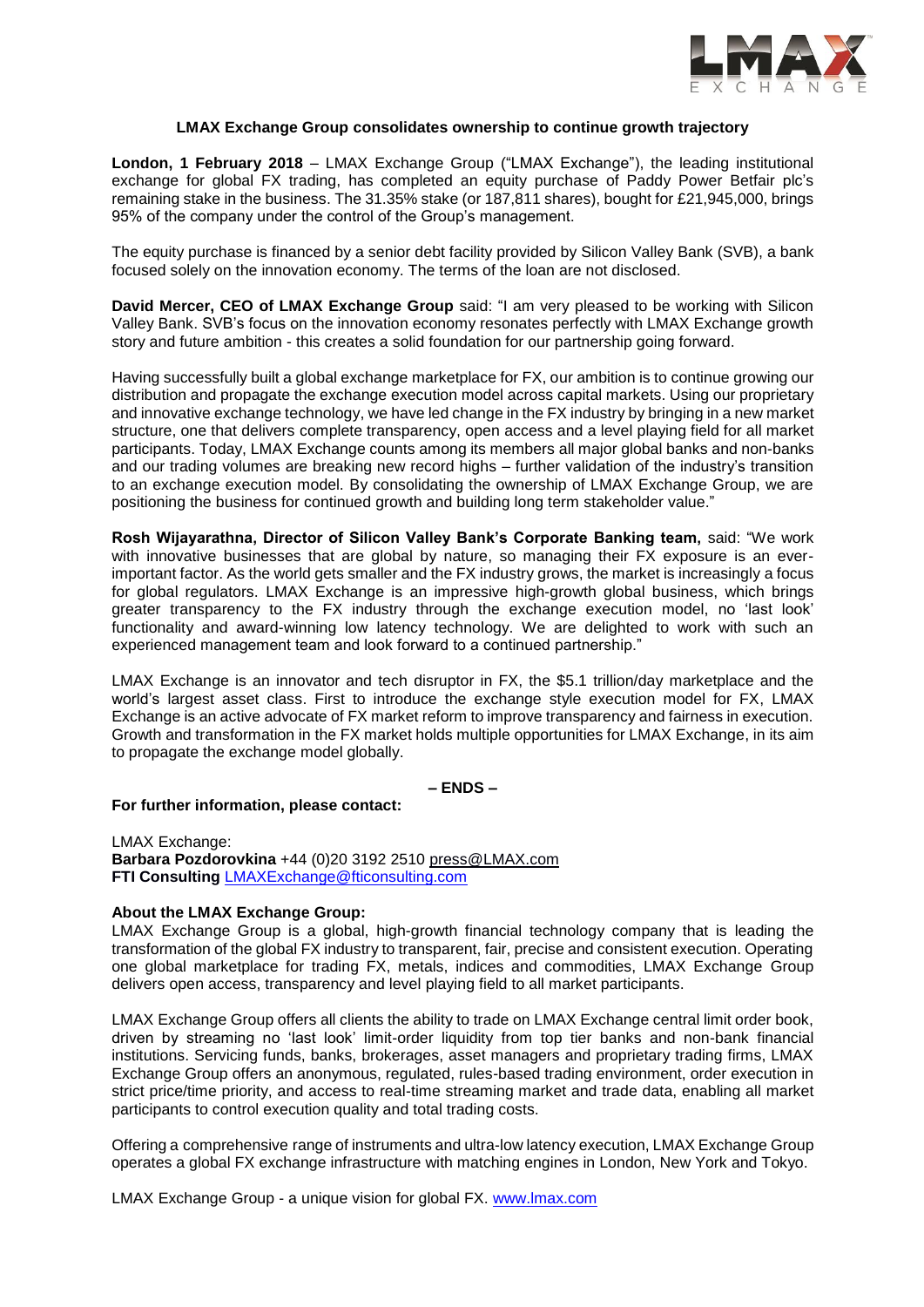**LMAX Exchange Group consolidates ownership to continue growth trajectory**

**London, 1 February 2018** – LMAX Exchange Group ("LMAX Exchange"), the leading institutional exchange for global FX trading, has completed an equity purchase of Paddy Power Betfair plc's remaining stake in the business. The 31.35% stake (or 187,811 shares), bought for £21,945,000, brings 95% of the company under the control of the Group's management.

The equity purchase is financed by a senior debt facility provided by Silicon Valley Bank (SVB), a bank focused solely on the innovation economy. The terms of the loan are not disclosed.

**David Mercer, CEO of LMAX Exchange Group** said: "I am very pleased to be working with Silicon Valley Bank. SVB's focus on the innovation economy resonates perfectly with LMAX Exchange growth story and future ambition - this creates a solid foundation for our partnership going forward.

Having successfully built a global exchange marketplace for FX, our ambition is to continue growing our distribution and propagate the exchange execution model across capital markets. Using our proprietary and innovative exchange technology, we have led change in the FX industry by bringing in a new market structure, one that delivers complete transparency, open access and a level playing field for all market participants. Today, LMAX Exchange counts among its members all major global banks and non-banks and our trading volumes are breaking new record highs – further validation of the industry's transition to an exchange execution model. By consolidating the ownership of LMAX Exchange Group, we are positioning the business for continued growth and building long term stakeholder value."

**Rosh Wijayarathna, Director of Silicon Valley Bank's Corporate Banking team,** said: "We work with innovative businesses that are global by nature, so managing their FX exposure is an ever-important factor. As the world gets smaller and the FX industry grows, the market is increasingly a focus for global regulators. LMAX Exchange is an impressive high-growth global business, which brings greater transparency to the FX industry through the exchange execution model, no 'last look' functionality and award-winning low latency technology. We are delighted to work with such an experienced management team and look forward to a continued partnership."

LMAX Exchange is an innovator and tech disruptor in FX, the $5.1 trillion/day marketplace and the world's largest asset class. First to introduce the exchange style execution model for FX, LMAX Exchange is an active advocate of FX market reform to improve transparency and fairness in execution. Growth and transformation in the FX market holds multiple opportunities for LMAX Exchange, in its aim to propagate the exchange model globally.

**– ENDS –**

**For further information, please contact:**

LMAX Exchange:
**Barbara Pozdorovkina** +44 (0)20 3192 2510 press@LMAX.com
**FTI Consulting** LMAXExchange@fticonsulting.com

**About the LMAX Exchange Group:**

LMAX Exchange Group is a global, high-growth financial technology company that is leading the transformation of the global FX industry to transparent, fair, precise and consistent execution. Operating one global marketplace for trading FX, metals, indices and commodities, LMAX Exchange Group delivers open access, transparency and level playing field to all market participants.

LMAX Exchange Group offers all clients the ability to trade on LMAX Exchange central limit order book, driven by streaming no 'last look' limit-order liquidity from top tier banks and non-bank financial institutions. Servicing funds, banks, brokerages, asset managers and proprietary trading firms, LMAX Exchange Group offers an anonymous, regulated, rules-based trading environment, order execution in strict price/time priority, and access to real-time streaming market and trade data, enabling all market participants to control execution quality and total trading costs.

Offering a comprehensive range of instruments and ultra-low latency execution, LMAX Exchange Group operates a global FX exchange infrastructure with matching engines in London, New York and Tokyo.

LMAX Exchange Group - a unique vision for global FX. www.lmax.com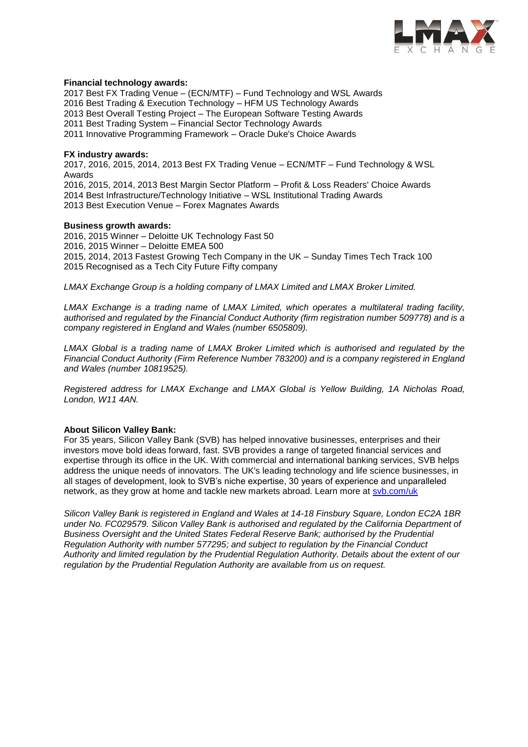**Financial technology awards:**
2017 Best FX Trading Venue – (ECN/MTF) – Fund Technology and WSL Awards
2016 Best Trading & Execution Technology – HFM US Technology Awards
2013 Best Overall Testing Project – The European Software Testing Awards
2011 Best Trading System – Financial Sector Technology Awards
2011 Innovative Programming Framework – Oracle Duke's Choice Awards

**FX industry awards:**
2017, 2016, 2015, 2014, 2013 Best FX Trading Venue – ECN/MTF – Fund Technology & WSL Awards
2016, 2015, 2014, 2013 Best Margin Sector Platform – Profit & Loss Readers' Choice Awards
2014 Best Infrastructure/Technology Initiative – WSL Institutional Trading Awards
2013 Best Execution Venue – Forex Magnates Awards

**Business growth awards:**
2016, 2015 Winner – Deloitte UK Technology Fast 50
2016, 2015 Winner – Deloitte EMEA 500
2015, 2014, 2013 Fastest Growing Tech Company in the UK – Sunday Times Tech Track 100
2015 Recognised as a Tech City Future Fifty company

*LMAX Exchange Group is a holding company of LMAX Limited and LMAX Broker Limited.*

*LMAX Exchange is a trading name of LMAX Limited, which operates a multilateral trading facility, authorised and regulated by the Financial Conduct Authority (firm registration number 509778) and is a company registered in England and Wales (number 6505809).*

*LMAX Global is a trading name of LMAX Broker Limited which is authorised and regulated by the Financial Conduct Authority (Firm Reference Number 783200) and is a company registered in England and Wales (number 10819525).*

*Registered address for LMAX Exchange and LMAX Global is Yellow Building, 1A Nicholas Road, London, W11 4AN.*

**About Silicon Valley Bank:**
For 35 years, Silicon Valley Bank (SVB) has helped innovative businesses, enterprises and their investors move bold ideas forward, fast. SVB provides a range of targeted financial services and expertise through its office in the UK. With commercial and international banking services, SVB helps address the unique needs of innovators. The UK's leading technology and life science businesses, in all stages of development, look to SVB's niche expertise, 30 years of experience and unparalleled network, as they grow at home and tackle new markets abroad. Learn more at [svb.com/uk](svb.com/uk)

*Silicon Valley Bank is registered in England and Wales at 14-18 Finsbury Square, London EC2A 1BR under No. FC029579. Silicon Valley Bank is authorised and regulated by the California Department of Business Oversight and the United States Federal Reserve Bank; authorised by the Prudential Regulation Authority with number 577295; and subject to regulation by the Financial Conduct Authority and limited regulation by the Prudential Regulation Authority. Details about the extent of our regulation by the Prudential Regulation Authority are available from us on request.*